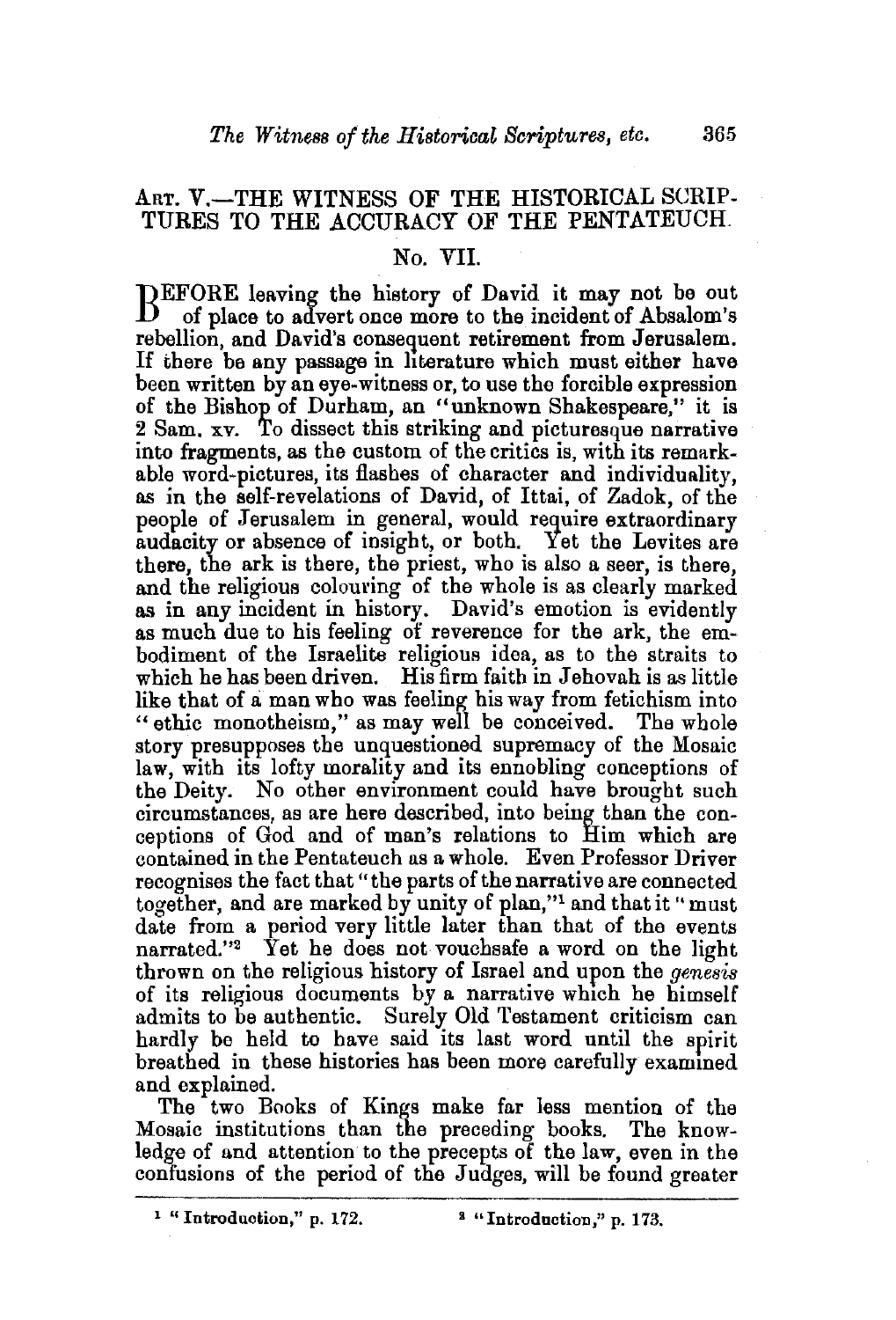## ART. V.—THE WITNESS OF THE HISTORICAL SCRIPTURES TO THE ACCURACY OF THE PENTATEUCH.

### No. VII.

BEFORE leaving the history of David it may not be out of place to advert once more to the incident of Absalom's rebellion, and David's consequent retirement from Jerusalem. If there be any passage in literature which must either have been written by an eye-witness or, to use the forcible expression of the Bishop of Durham, an "unknown Shakespeare," it is 2 Sam. xv. To dissect this striking and picturesque narrative into fragments, as the custom of the critics is, with its remarkable word-pictures, its flashes of character and individuality, as in the self-revelations of David, of Ittai, of Zadok, of the people of Jerusalem in general, would require extraordinary audacity or absence of insight, or both. Yet the Levites are there, the ark is there, the priest, who is also a seer, is there, and the religious colouring of the whole is as clearly marked as in any incident in history. David's emotion is evidently as much due to his feeling of reverence for the ark, the embodiment of the Israelite religious idea, as to the straits to which he has been driven. His firm faith in Jehovah is as little like that of a man who was feeling his way from fetichism into "ethic monotheism," as may well be conceived. The whole story presupposes the unquestioned supremacy of the Mosaic law, with its lofty morality and its ennobling conceptions of the Deity. No other environment could have brought such circumstances, as are here described, into being than the conceptions of God and of man's relations to Him which are contained in the Pentateuch as a whole. Even Professor Driver recognises the fact that "the parts of the narrative are connected together, and are marked by unity of plan,"[1] and that it "must date from a period very little later than that of the events narrated."[2] Yet he does not vouchsafe a word on the light thrown on the religious history of Israel and upon the *genesis* of its religious documents by a narrative which he himself admits to be authentic. Surely Old Testament criticism can hardly be held to have said its last word until the spirit breathed in these histories has been more carefully examined and explained.

The two Books of Kings make far less mention of the Mosaic institutions than the preceding books. The knowledge of and attention to the precepts of the law, even in the confusions of the period of the Judges, will be found greater

---

[1] "Introduction," p. 172.

[2] "Introduction," p. 173.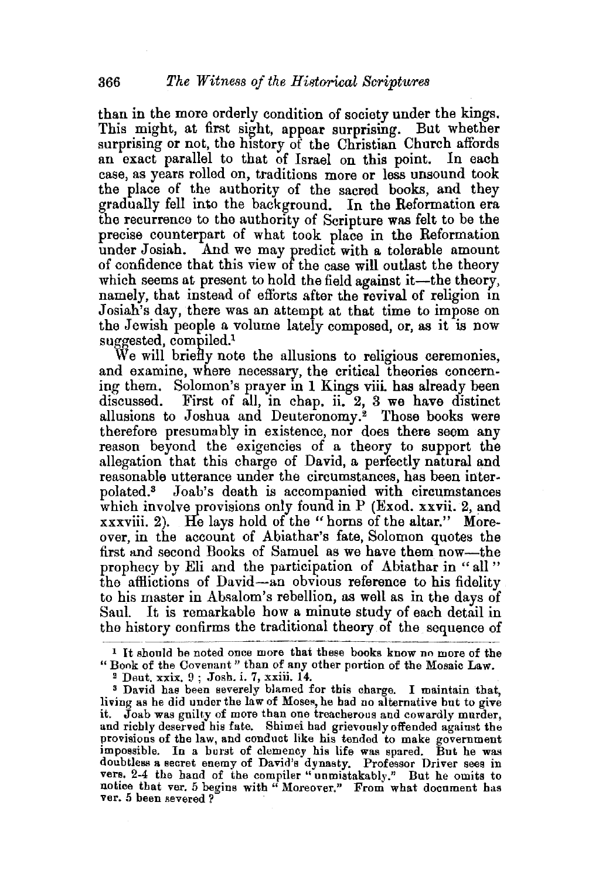than in the more orderly condition of society under the kings. This might, at first sight, appear surprising. But whether surprising or not, the history of the Christian Church affords an exact parallel to that of Israel on this point. In each case, as years rolled on, traditions more or less unsound took the place of the authority of the sacred books, and they gradually fell into the background. In the Reformation era the recurrence to the authority of Scripture was felt to be the precise counterpart of what took place in the Reformation under Josiah. And we may predict with a tolerable amount of confidence that this view of the case will outlast the theory which seems at present to hold the field against it—the theory, namely, that instead of efforts after the revival of religion in Josiah's day, there was an attempt at that time to impose on the Jewish people a volume lately composed, or, as it is now suggested, compiled.[1]

We will briefly note the allusions to religious ceremonies, and examine, where necessary, the critical theories concerning them. Solomon's prayer in 1 Kings viii. has already been discussed. First of all, in chap. ii. 2, 3 we have distinct allusions to Joshua and Deuteronomy.[2] Those books were therefore presumably in existence, nor does there seem any reason beyond the exigencies of a theory to support the allegation that this charge of David, a perfectly natural and reasonable utterance under the circumstances, has been interpolated.[3] Joab's death is accompanied with circumstances which involve provisions only found in P (Exod. xxvii. 2, and xxxviii. 2). He lays hold of the "horns of the altar." Moreover, in the account of Abiathar's fate, Solomon quotes the first and second Books of Samuel as we have them now—the prophecy by Eli and the participation of Abiathar in "all" the afflictions of David—an obvious reference to his fidelity to his master in Absalom's rebellion, as well as in the days of Saul. It is remarkable how a minute study of each detail in the history confirms the traditional theory of the sequence of

---

[1] It should be noted once more that these books know no more of the "Book of the Covenant" than of any other portion of the Mosaic Law.

[2] Deut. xxix. 9; Josh. i. 7, xxiii. 14.

[3] David has been severely blamed for this charge. I maintain that, living as he did under the law of Moses, he had no alternative but to give it. Joab was guilty of more than one treacherous and cowardly murder, and richly deserved his fate. Shimei had grievously offended against the provisions of the law, and conduct like his tended to make government impossible. In a burst of clemency his life was spared. But he was doubtless a secret enemy of David's dynasty. Professor Driver sees in vers. 2-4 the hand of the compiler "unmistakably." But he omits to notice that ver. 5 begins with "Moreover." From what document has ver. 5 been severed?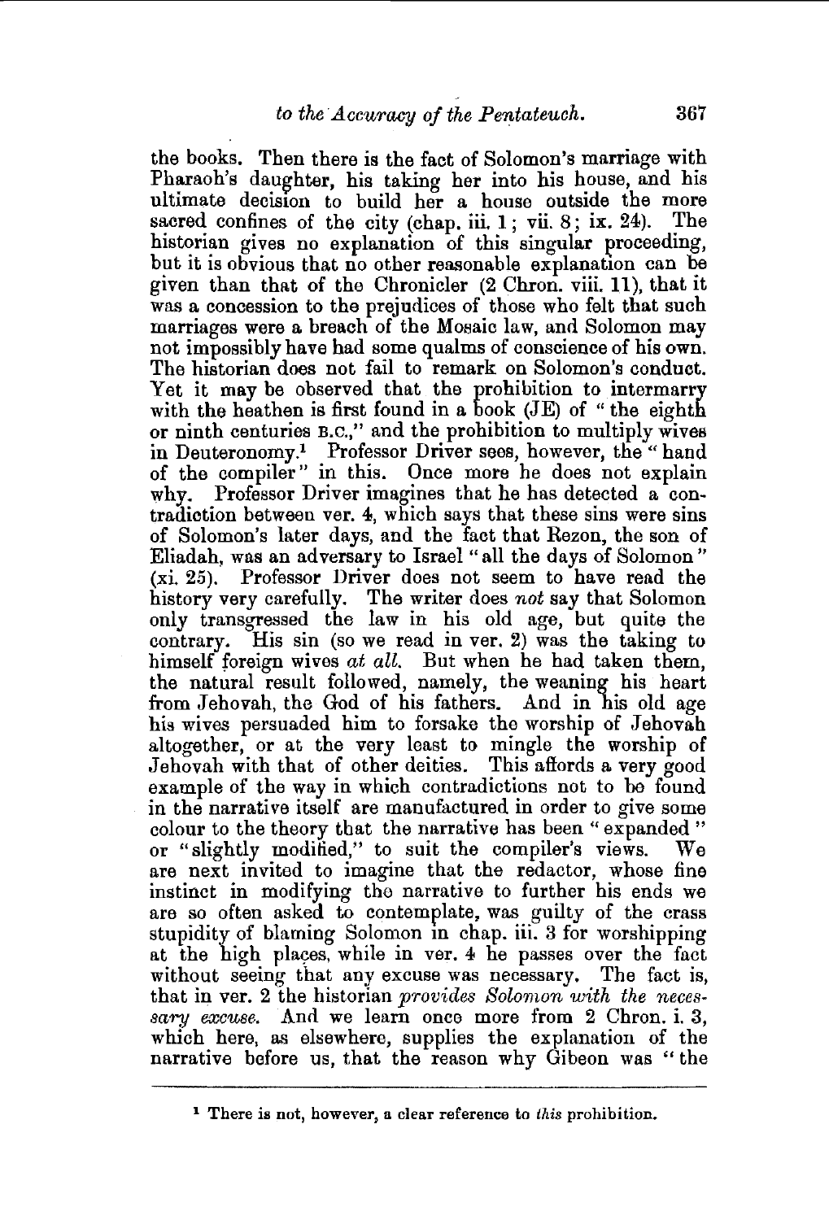the books. Then there is the fact of Solomon's marriage with Pharaoh's daughter, his taking her into his house, and his ultimate decision to build her a house outside the more sacred confines of the city (chap. iii. 1; vii. 8; ix. 24). The historian gives no explanation of this singular proceeding, but it is obvious that no other reasonable explanation can be given than that of the Chronicler (2 Chron. viii. 11), that it was a concession to the prejudices of those who felt that such marriages were a breach of the Mosaic law, and Solomon may not impossibly have had some qualms of conscience of his own. The historian does not fail to remark on Solomon's conduct. Yet it may be observed that the prohibition to intermarry with the heathen is first found in a book (JE) of "the eighth or ninth centuries B.C.," and the prohibition to multiply wives in Deuteronomy.[1] Professor Driver sees, however, the "hand of the compiler" in this. Once more he does not explain why. Professor Driver imagines that he has detected a contradiction between ver. 4, which says that these sins were sins of Solomon's later days, and the fact that Rezon, the son of Eliadah, was an adversary to Israel "all the days of Solomon" (xi. 25). Professor Driver does not seem to have read the history very carefully. The writer does *not* say that Solomon only transgressed the law in his old age, but quite the contrary. His sin (so we read in ver. 2) was the taking to himself foreign wives *at all*. But when he had taken them, the natural result followed, namely, the weaning his heart from Jehovah, the God of his fathers. And in his old age his wives persuaded him to forsake the worship of Jehovah altogether, or at the very least to mingle the worship of Jehovah with that of other deities. This affords a very good example of the way in which contradictions not to be found in the narrative itself are manufactured in order to give some colour to the theory that the narrative has been "expanded" or "slightly modified," to suit the compiler's views. We are next invited to imagine that the redactor, whose fine instinct in modifying the narrative to further his ends we are so often asked to contemplate, was guilty of the crass stupidity of blaming Solomon in chap. iii. 3 for worshipping at the high places, while in ver. 4 he passes over the fact without seeing that any excuse was necessary. The fact is, that in ver. 2 the historian *provides Solomon with the necessary excuse*. And we learn once more from 2 Chron. i. 3, which here, as elsewhere, supplies the explanation of the narrative before us, that the reason why Gibeon was "the

[1] There is not, however, a clear reference to *this* prohibition.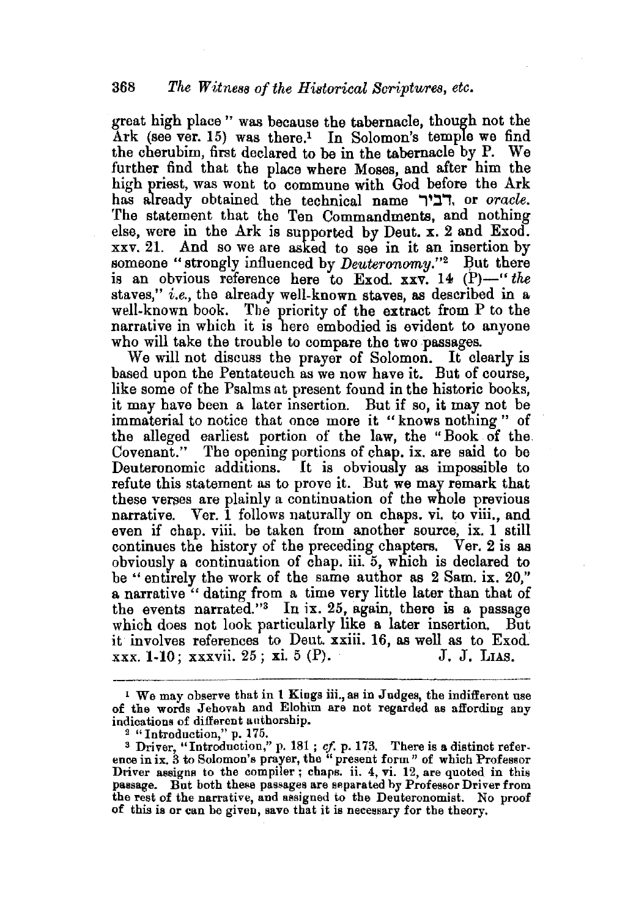great high place" was because the tabernacle, though not the Ark (see ver. 15) was there.[1] In Solomon's temple we find the cherubim, first declared to be in the tabernacle by P. We further find that the place where Moses, and after him the high priest, was wont to commune with God before the Ark has already obtained the technical name דביר, or *oracle*. The statement that the Ten Commandments, and nothing else, were in the Ark is supported by Deut. x. 2 and Exod. xxv. 21. And so we are asked to see in it an insertion by someone "strongly influenced by *Deuteronomy*."[2] But there is an obvious reference here to Exod. xxv. 14 (P)—"*the* staves," *i.e.*, the already well-known staves, as described in a well-known book. The priority of the extract from P to the narrative in which it is here embodied is evident to anyone who will take the trouble to compare the two passages.

We will not discuss the prayer of Solomon. It clearly is based upon the Pentateuch as we now have it. But of course, like some of the Psalms at present found in the historic books, it may have been a later insertion. But if so, it may not be immaterial to notice that once more it "knows nothing" of the alleged earliest portion of the law, the "Book of the Covenant." The opening portions of chap. ix. are said to be Deuteronomic additions. It is obviously as impossible to refute this statement as to prove it. But we may remark that these verses are plainly a continuation of the whole previous narrative. Ver. 1 follows naturally on chaps. vi. to viii., and even if chap. viii. be taken from another source, ix. 1 still continues the history of the preceding chapters. Ver. 2 is as obviously a continuation of chap. iii. 5, which is declared to be "entirely the work of the same author as 2 Sam. ix. 20," a narrative "dating from a time very little later than that of the events narrated."[3] In ix. 25, again, there is a passage which does not look particularly like a later insertion. But it involves references to Deut. xxiii. 16, as well as to Exod. xxx. 1-10; xxxvii. 25; xi. 5 (P).

J. J. Lias.

---

[1] We may observe that in 1 Kings iii., as in Judges, the indifferent use of the words Jehovah and Elohim are not regarded as affording any indications of different authorship.

[2] "Introduction," p. 175.

[3] Driver, "Introduction," p. 181; *cf.* p. 173. There is a distinct reference in ix. 3 to Solomon's prayer, the "present form" of which Professor Driver assigns to the compiler; chaps. ii. 4, vi. 12, are quoted in this passage. But both these passages are separated by Professor Driver from the rest of the narrative, and assigned to the Deuteronomist. No proof of this is or can be given, save that it is necessary for the theory.